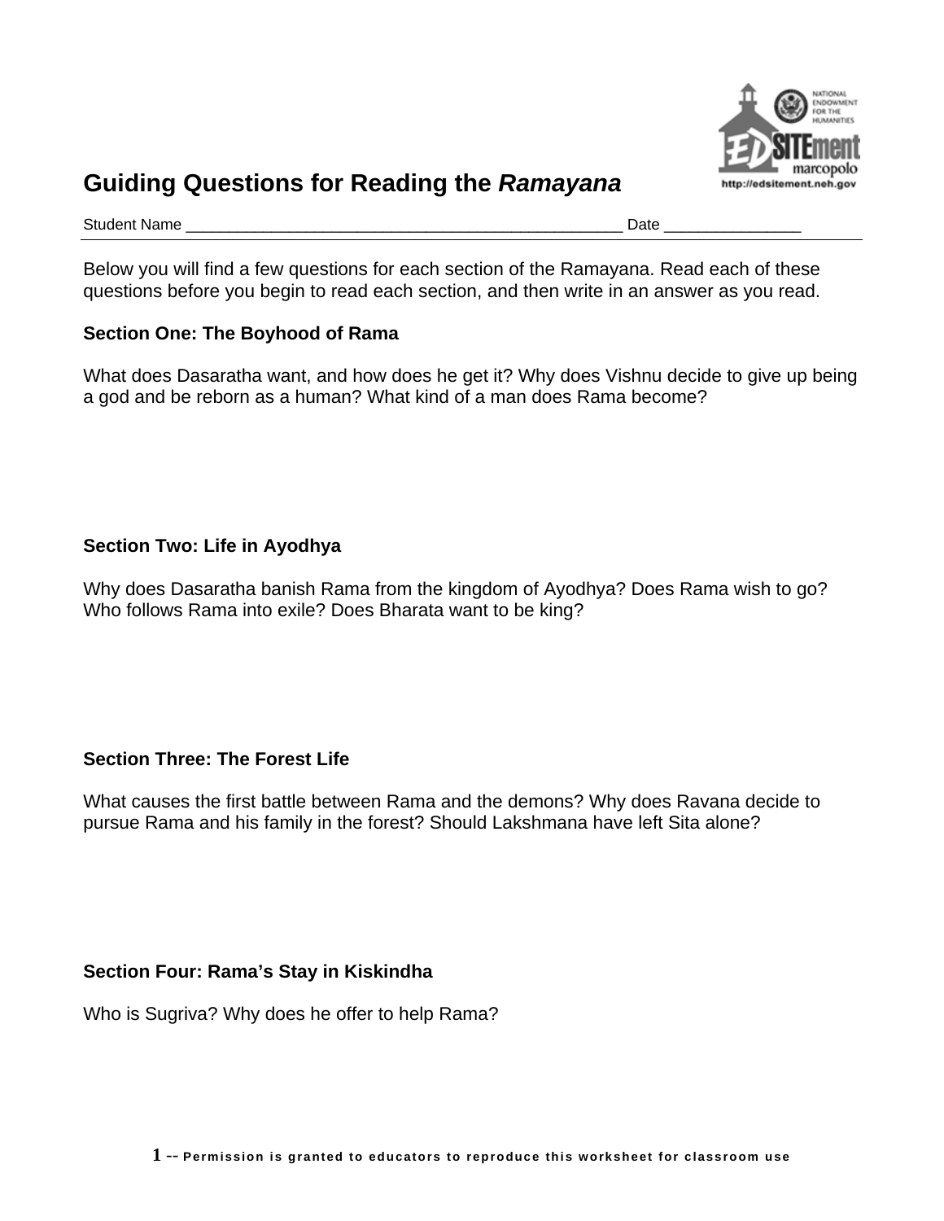# Guiding Questions for Reading the *Ramayana*

Student Name ________________________________________________ Date _______________

Below you will find a few questions for each section of the Ramayana. Read each of these questions before you begin to read each section, and then write in an answer as you read.

**Section One: The Boyhood of Rama**

What does Dasaratha want, and how does he get it? Why does Vishnu decide to give up being a god and be reborn as a human? What kind of a man does Rama become?

**Section Two: Life in Ayodhya**

Why does Dasaratha banish Rama from the kingdom of Ayodhya? Does Rama wish to go? Who follows Rama into exile? Does Bharata want to be king?

**Section Three: The Forest Life**

What causes the first battle between Rama and the demons? Why does Ravana decide to pursue Rama and his family in the forest? Should Lakshmana have left Sita alone?

**Section Four: Rama's Stay in Kiskindha**

Who is Sugriva? Why does he offer to help Rama?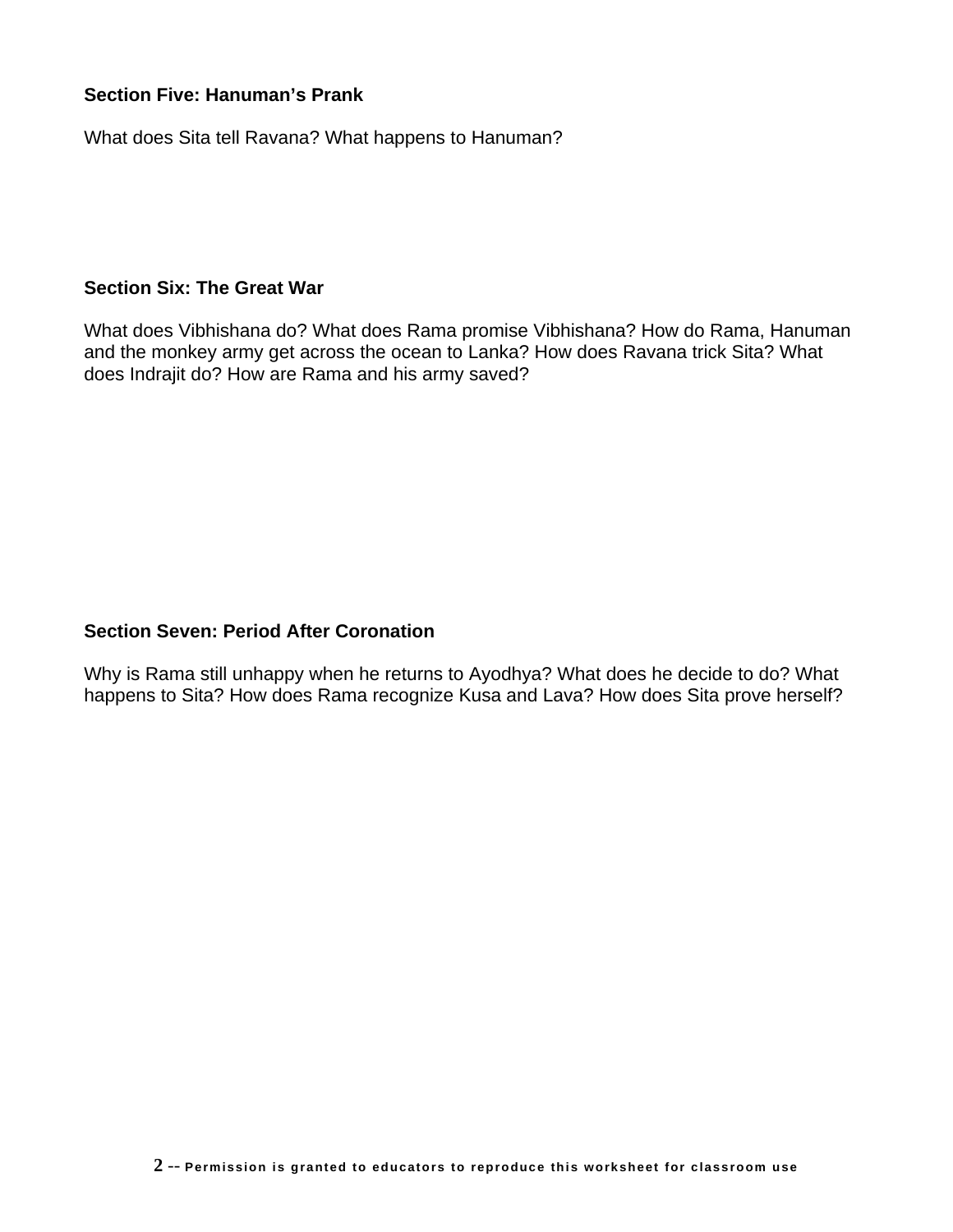**Section Five: Hanuman's Prank**

What does Sita tell Ravana? What happens to Hanuman?

**Section Six: The Great War**

What does Vibhishana do? What does Rama promise Vibhishana? How do Rama, Hanuman and the monkey army get across the ocean to Lanka? How does Ravana trick Sita? What does Indrajit do? How are Rama and his army saved?

**Section Seven: Period After Coronation**

Why is Rama still unhappy when he returns to Ayodhya? What does he decide to do? What happens to Sita? How does Rama recognize Kusa and Lava? How does Sita prove herself?

Permission is granted to educators to reproduce this worksheet for classroom use